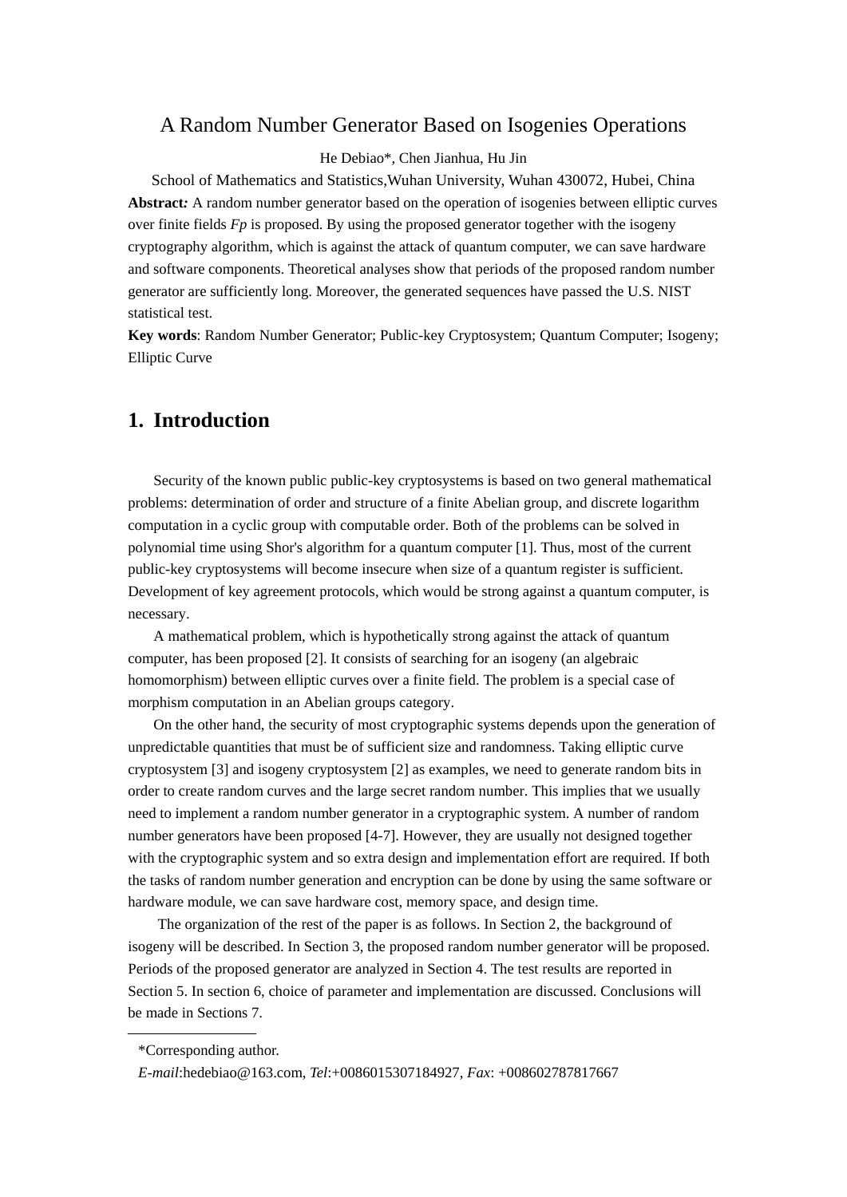// A Random Number Generator Based on Isogenies Operations

He Debiao*, Chen Jianhua, Hu Jin

School of Mathematics and Statistics,Wuhan University, Wuhan 430072, Hubei, China

**Abstract:** A random number generator based on the operation of isogenies between elliptic curves over finite fields *Fp* is proposed. By using the proposed generator together with the isogeny cryptography algorithm, which is against the attack of quantum computer, we can save hardware and software components. Theoretical analyses show that periods of the proposed random number generator are sufficiently long. Moreover, the generated sequences have passed the U.S. NIST statistical test.

**Key words**: Random Number Generator; Public-key Cryptosystem; Quantum Computer; Isogeny; Elliptic Curve

## 1. Introduction

Security of the known public public-key cryptosystems is based on two general mathematical problems: determination of order and structure of a finite Abelian group, and discrete logarithm computation in a cyclic group with computable order. Both of the problems can be solved in polynomial time using Shor's algorithm for a quantum computer [1]. Thus, most of the current public-key cryptosystems will become insecure when size of a quantum register is sufficient. Development of key agreement protocols, which would be strong against a quantum computer, is necessary.

A mathematical problem, which is hypothetically strong against the attack of quantum computer, has been proposed [2]. It consists of searching for an isogeny (an algebraic homomorphism) between elliptic curves over a finite field. The problem is a special case of morphism computation in an Abelian groups category.

On the other hand, the security of most cryptographic systems depends upon the generation of unpredictable quantities that must be of sufficient size and randomness. Taking elliptic curve cryptosystem [3] and isogeny cryptosystem [2] as examples, we need to generate random bits in order to create random curves and the large secret random number. This implies that we usually need to implement a random number generator in a cryptographic system. A number of random number generators have been proposed [4-7]. However, they are usually not designed together with the cryptographic system and so extra design and implementation effort are required. If both the tasks of random number generation and encryption can be done by using the same software or hardware module, we can save hardware cost, memory space, and design time.

The organization of the rest of the paper is as follows. In Section 2, the background of isogeny will be described. In Section 3, the proposed random number generator will be proposed. Periods of the proposed generator are analyzed in Section 4. The test results are reported in Section 5. In section 6, choice of parameter and implementation are discussed. Conclusions will be made in Sections 7.

*Corresponding author.

*E-mail*:hedebiao@163.com, *Tel*:+0086015307184927, *Fax*: +008602787817667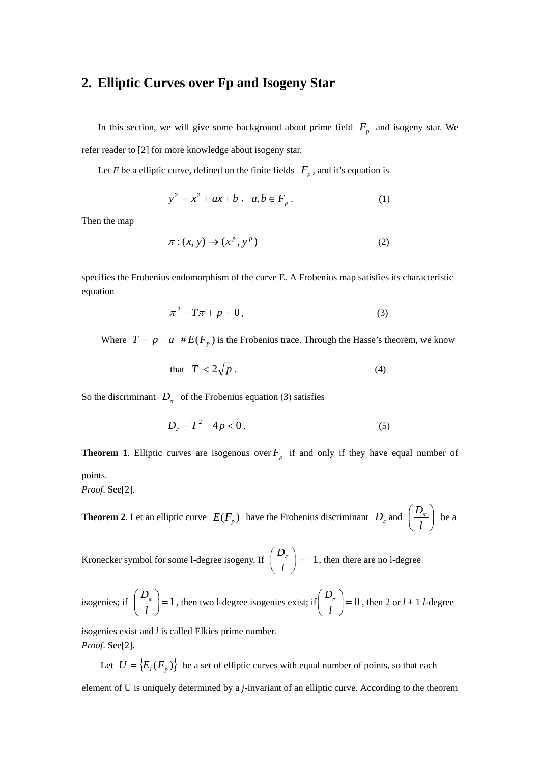## 2. Elliptic Curves over Fp and Isogeny Star

In this section, we will give some background about prime field $F_p$ and isogeny star. We refer reader to [2] for more knowledge about isogeny star.

Let *E* be a elliptic curve, defined on the finite fields $F_p$, and it's equation is

$$y^2 = x^3 + ax + b\ ,\quad a, b \in F_p\ . \tag{1}$$

Then the map

$$\pi : (x, y) \to (x^p, y^p) \tag{2}$$

specifies the Frobenius endomorphism of the curve E. A Frobenius map satisfies its characteristic equation

$$\pi^2 - T\pi + p = 0\ , \tag{3}$$

Where $T = p - a - \# E(F_p)$ is the Frobenius trace. Through the Hasse's theorem, we know

$$\text{that } |T| < 2\sqrt{p}\ . \tag{4}$$

So the discriminant $D_\pi$ of the Frobenius equation (3) satisfies

$$D_\pi = T^2 - 4p < 0\ . \tag{5}$$

**Theorem 1**. Elliptic curves are isogenous over $F_p$ if and only if they have equal number of points.

*Proof*. See[2].

**Theorem 2**. Let an elliptic curve $E(F_p)$ have the Frobenius discriminant $D_\pi$ and $\left(\frac{D_\pi}{l}\right)$ be a Kronecker symbol for some l-degree isogeny. If $\left(\frac{D_\pi}{l}\right) = -1$, then there are no l-degree isogenies; if $\left(\frac{D_\pi}{l}\right) = 1$, then two l-degree isogenies exist; if $\left(\frac{D_\pi}{l}\right) = 0$, then 2 or *l* + 1 *l*-degree isogenies exist and *l* is called Elkies prime number.

*Proof*. See[2].

Let $U = \{E_i(F_p)\}$ be a set of elliptic curves with equal number of points, so that each element of U is uniquely determined by a *j*-invariant of an elliptic curve. According to the theorem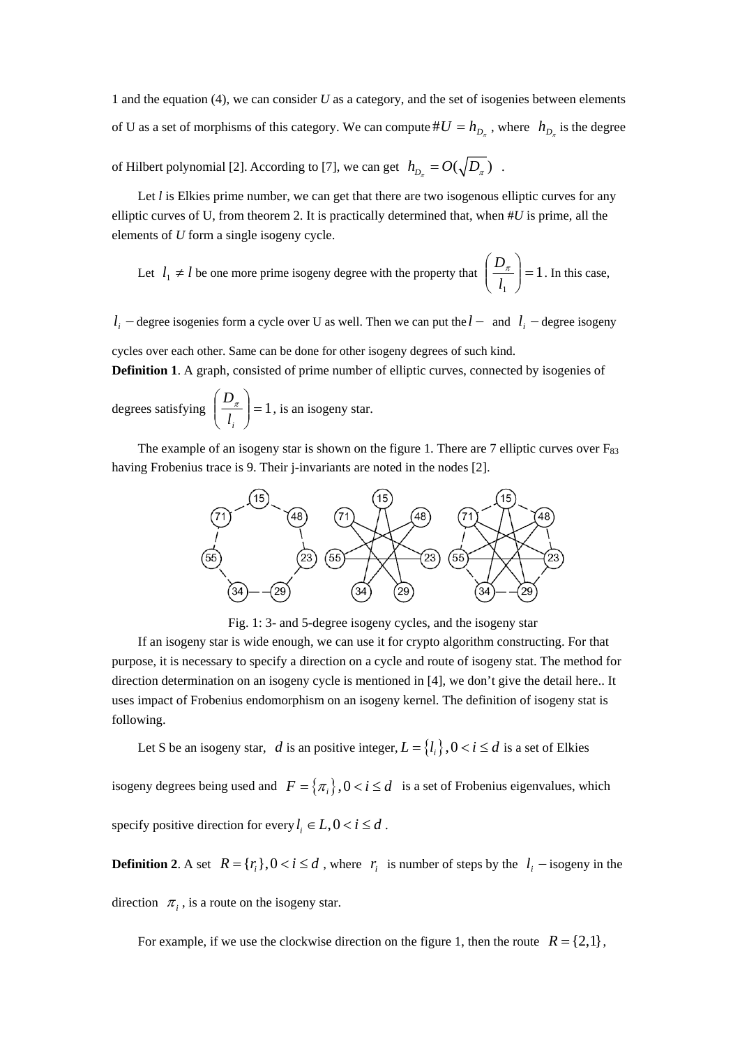1 and the equation (4), we can consider *U* as a category, and the set of isogenies between elements of U as a set of morphisms of this category. We can compute $\#U = h_{D_\pi}$ , where $h_{D_\pi}$ is the degree of Hilbert polynomial [2]. According to [7], we can get $h_{D_\pi} = O(\sqrt{D_\pi})$ .

Let *l* is Elkies prime number, we can get that there are two isogenous elliptic curves for any elliptic curves of U, from theorem 2. It is practically determined that, when #*U* is prime, all the elements of *U* form a single isogeny cycle.

Let $l_1 \neq l$ be one more prime isogeny degree with the property that $\left(\frac{D_\pi}{l_1}\right) = 1$. In this case, $l_i -$degree isogenies form a cycle over U as well. Then we can put the $l-$ and $l_i -$degree isogeny cycles over each other. Same can be done for other isogeny degrees of such kind.

**Definition 1**. A graph, consisted of prime number of elliptic curves, connected by isogenies of degrees satisfying $\left(\frac{D_\pi}{l_i}\right) = 1$, is an isogeny star.

The example of an isogeny star is shown on the figure 1. There are 7 elliptic curves over $F_{83}$ having Frobenius trace is 9. Their j-invariants are noted in the nodes [2].

Fig. 1: 3- and 5-degree isogeny cycles, and the isogeny star

If an isogeny star is wide enough, we can use it for crypto algorithm constructing. For that purpose, it is necessary to specify a direction on a cycle and route of isogeny stat. The method for direction determination on an isogeny cycle is mentioned in [4], we don't give the detail here.. It uses impact of Frobenius endomorphism on an isogeny kernel. The definition of isogeny stat is following.

Let S be an isogeny star, $d$ is an positive integer, $L = \{l_i\}, 0 < i \le d$ is a set of Elkies isogeny degrees being used and $F = \{\pi_i\}, 0 < i \le d$ is a set of Frobenius eigenvalues, which specify positive direction for every $l_i \in L, 0 < i \le d$ .

**Definition 2**. A set $R = \{r_i\}, 0 < i \le d$ , where $r_i$ is number of steps by the $l_i -$isogeny in the direction $\pi_i$ , is a route on the isogeny star.

For example, if we use the clockwise direction on the figure 1, then the route $R = \{2,1\}$,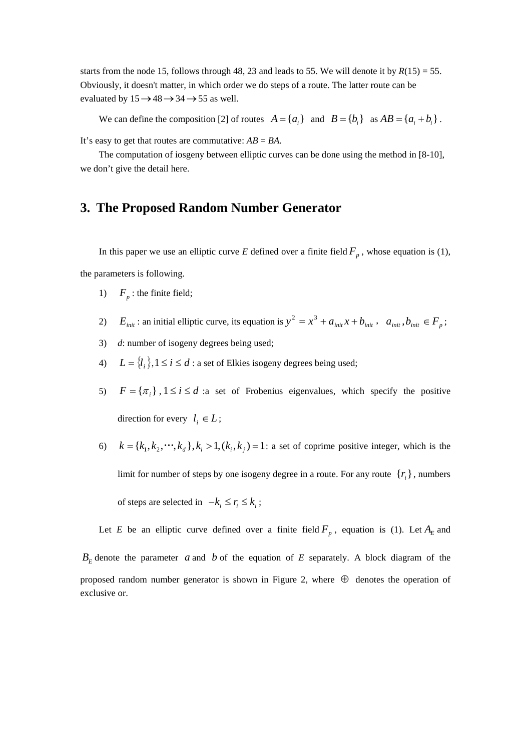starts from the node 15, follows through 48, 23 and leads to 55. We will denote it by $R(15) = 55$. Obviously, it doesn't matter, in which order we do steps of a route. The latter route can be evaluated by $15 \rightarrow 48 \rightarrow 34 \rightarrow 55$ as well.

We can define the composition [2] of routes $A = \{a_i\}$ and $B = \{b_i\}$ as $AB = \{a_i + b_i\}$. It's easy to get that routes are commutative: $AB = BA$.

The computation of iosgeny between elliptic curves can be done using the method in [8-10], we don't give the detail here.

## 3. The Proposed Random Number Generator

In this paper we use an elliptic curve *E* defined over a finite field $F_p$, whose equation is (1), the parameters is following.

1) $F_p$ : the finite field;
2) $E_{init}$ : an initial elliptic curve, its equation is $y^2 = x^3 + a_{init}x + b_{init}$, $a_{init}, b_{init} \in F_p$;
3) *d*: number of isogeny degrees being used;
4) $L = \{l_i\}, 1 \le i \le d$ : a set of Elkies isogeny degrees being used;
5) $F = \{\pi_i\}$, $1 \le i \le d$ :a set of Frobenius eigenvalues, which specify the positive direction for every $l_i \in L$;
6) $k = \{k_1, k_2, \cdots, k_d\}, k_i > 1, (k_i, k_j) = 1$: a set of coprime positive integer, which is the limit for number of steps by one isogeny degree in a route. For any route $\{r_i\}$, numbers of steps are selected in $-k_i \le r_i \le k_i$;

Let *E* be an elliptic curve defined over a finite field $F_p$, equation is (1). Let $A_E$ and $B_E$ denote the parameter $a$ and $b$ of the equation of *E* separately. A block diagram of the proposed random number generator is shown in Figure 2, where $\oplus$ denotes the operation of exclusive or.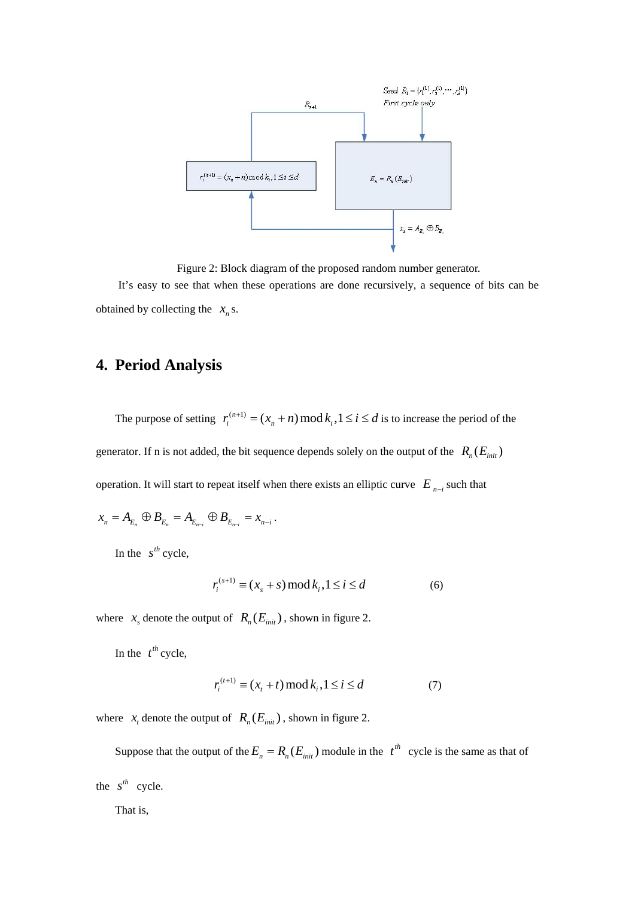Figure 2: Block diagram of the proposed random number generator.

It's easy to see that when these operations are done recursively, a sequence of bits can be obtained by collecting the $x_n$ s.

## 4. Period Analysis

The purpose of setting $r_i^{(n+1)} = (x_n + n) \bmod k_i, 1 \le i \le d$ is to increase the period of the generator. If n is not added, the bit sequence depends solely on the output of the $R_n(E_{init})$ operation. It will start to repeat itself when there exists an elliptic curve $E_{n-i}$ such that $x_n = A_{E_n} \oplus B_{E_n} = A_{E_{n-i}} \oplus B_{E_{n-i}} = x_{n-i}$.

In the $s^{th}$ cycle,

$$r_i^{(s+1)} \equiv (x_s + s) \bmod k_i, 1 \le i \le d \tag{6}$$

where $x_s$ denote the output of $R_n(E_{init})$, shown in figure 2.

In the $t^{th}$ cycle,

$$r_i^{(t+1)} \equiv (x_t + t) \bmod k_i, 1 \le i \le d \tag{7}$$

where $x_t$ denote the output of $R_n(E_{init})$, shown in figure 2.

Suppose that the output of the $E_n = R_n(E_{init})$ module in the $t^{th}$ cycle is the same as that of the $s^{th}$ cycle.

That is,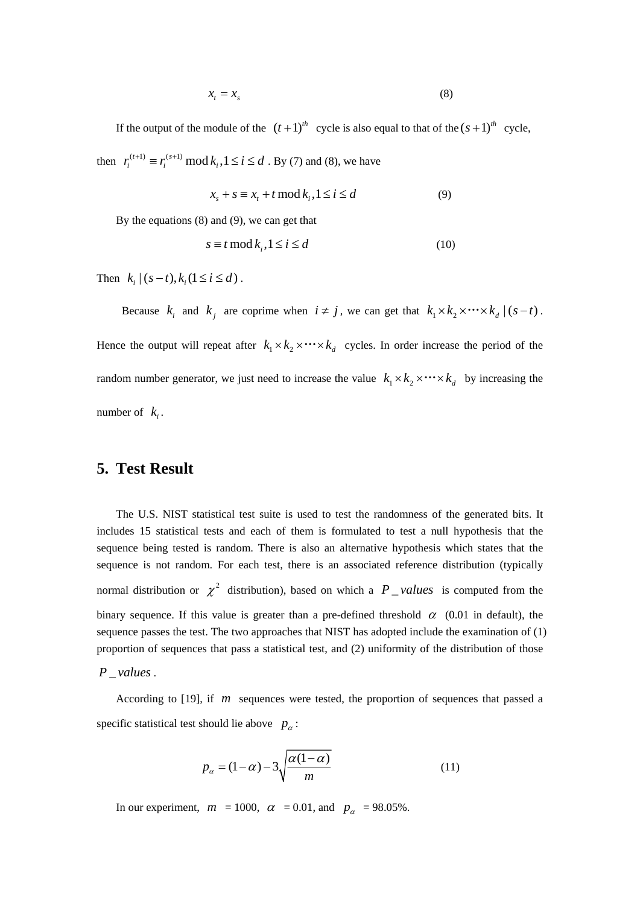$$x_t = x_s \tag{8}$$

If the output of the module of the $(t+1)^{th}$ cycle is also equal to that of the $(s+1)^{th}$ cycle, then $r_i^{(t+1)} \equiv r_i^{(s+1)} \bmod k_i, 1 \le i \le d$. By (7) and (8), we have

$$x_s + s \equiv x_t + t \bmod k_i, 1 \le i \le d \tag{9}$$

By the equations (8) and (9), we can get that

$$s \equiv t \bmod k_i, 1 \le i \le d \tag{10}$$

Then $k_i \mid (s-t), k_i (1 \le i \le d)$.

Because $k_i$ and $k_j$ are coprime when $i \ne j$, we can get that $k_1 \times k_2 \times \cdots \times k_d \mid (s-t)$. Hence the output will repeat after $k_1 \times k_2 \times \cdots \times k_d$ cycles. In order increase the period of the random number generator, we just need to increase the value $k_1 \times k_2 \times \cdots \times k_d$ by increasing the number of $k_i$.

## 5. Test Result

The U.S. NIST statistical test suite is used to test the randomness of the generated bits. It includes 15 statistical tests and each of them is formulated to test a null hypothesis that the sequence being tested is random. There is also an alternative hypothesis which states that the sequence is not random. For each test, there is an associated reference distribution (typically normal distribution or $\chi^2$ distribution), based on which a $P\_values$ is computed from the binary sequence. If this value is greater than a pre-defined threshold $\alpha$ (0.01 in default), the sequence passes the test. The two approaches that NIST has adopted include the examination of (1) proportion of sequences that pass a statistical test, and (2) uniformity of the distribution of those $P\_values$.

According to [19], if $m$ sequences were tested, the proportion of sequences that passed a specific statistical test should lie above $p_\alpha$:

$$p_\alpha = (1-\alpha) - 3\sqrt{\frac{\alpha(1-\alpha)}{m}} \tag{11}$$

In our experiment, $m$ = 1000, $\alpha$ = 0.01, and $p_\alpha$ = 98.05%.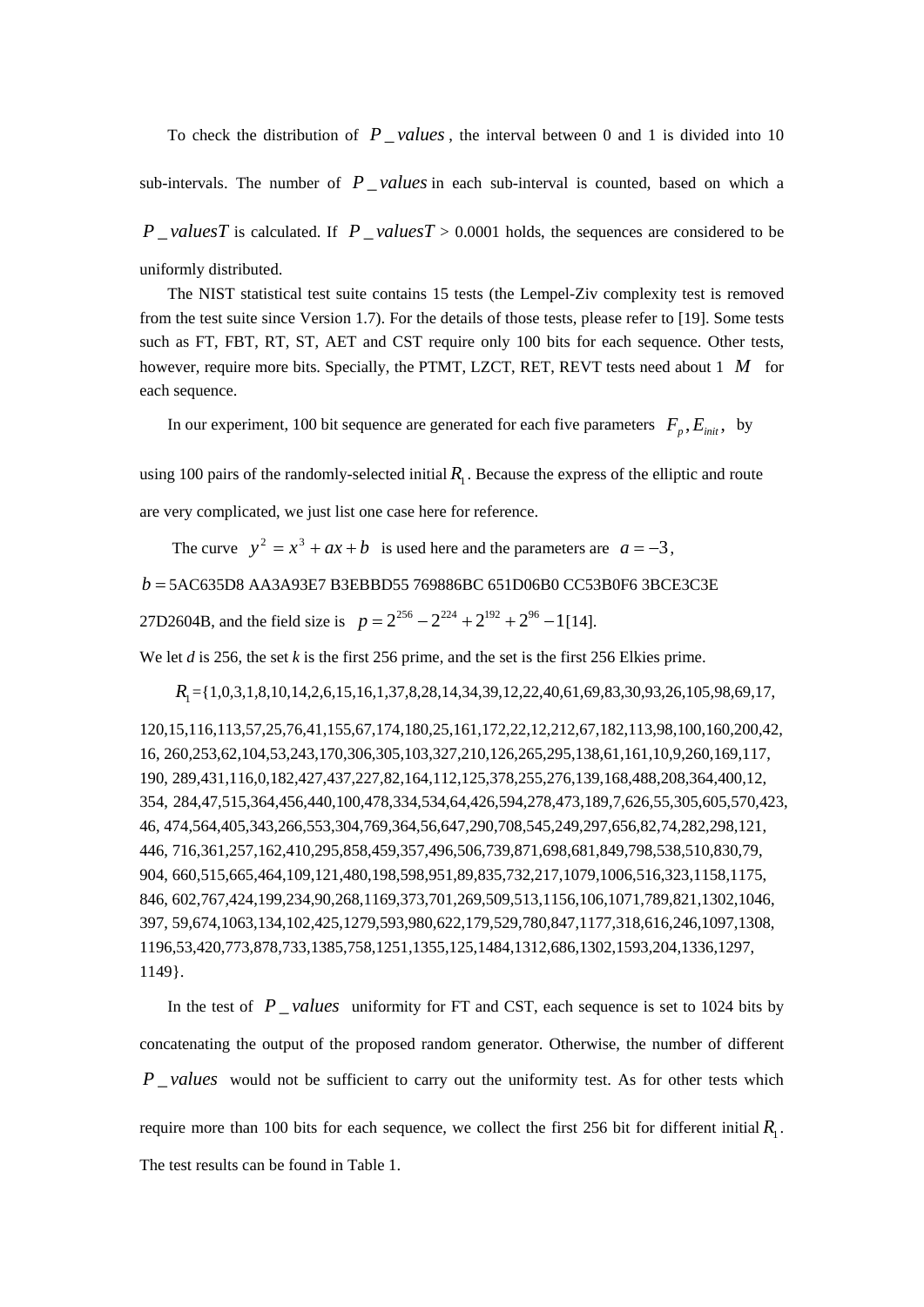To check the distribution of $P\_values$, the interval between 0 and 1 is divided into 10 sub-intervals. The number of $P\_values$ in each sub-interval is counted, based on which a $P\_valuesT$ is calculated. If $P\_valuesT$ > 0.0001 holds, the sequences are considered to be uniformly distributed.

The NIST statistical test suite contains 15 tests (the Lempel-Ziv complexity test is removed from the test suite since Version 1.7). For the details of those tests, please refer to [19]. Some tests such as FT, FBT, RT, ST, AET and CST require only 100 bits for each sequence. Other tests, however, require more bits. Specially, the PTMT, LZCT, RET, REVT tests need about 1 $M$ for each sequence.

In our experiment, 100 bit sequence are generated for each five parameters $F_p, E_{init},$ by using 100 pairs of the randomly-selected initial $R_1$. Because the express of the elliptic and route are very complicated, we just list one case here for reference.

The curve $y^2 = x^3 + ax + b$ is used here and the parameters are $a = -3$, $b =$ 5AC635D8 AA3A93E7 B3EBBD55 769886BC 651D06B0 CC53B0F6 3BCE3C3E 27D2604B, and the field size is $p = 2^{256} - 2^{224} + 2^{192} + 2^{96} - 1$[14].

We let *d* is 256, the set *k* is the first 256 prime, and the set is the first 256 Elkies prime.

$R_1$ ={1,0,3,1,8,10,14,2,6,15,16,1,37,8,28,14,34,39,12,22,40,61,69,83,30,93,26,105,98,69,17, 120,15,116,113,57,25,76,41,155,67,174,180,25,161,172,22,12,212,67,182,113,98,100,160,200,42, 16, 260,253,62,104,53,243,170,306,305,103,327,210,126,265,295,138,61,161,10,9,260,169,117, 190, 289,431,116,0,182,427,437,227,82,164,112,125,378,255,276,139,168,488,208,364,400,12, 354, 284,47,515,364,456,440,100,478,334,534,64,426,594,278,473,189,7,626,55,305,605,570,423, 46, 474,564,405,343,266,553,304,769,364,56,647,290,708,545,249,297,656,82,74,282,298,121, 446, 716,361,257,162,410,295,858,459,357,496,506,739,871,698,681,849,798,538,510,830,79, 904, 660,515,665,464,109,121,480,198,598,951,89,835,732,217,1079,1006,516,323,1158,1175, 846, 602,767,424,199,234,90,268,1169,373,701,269,509,513,1156,106,1071,789,821,1302,1046, 397, 59,674,1063,134,102,425,1279,593,980,622,179,529,780,847,1177,318,616,246,1097,1308, 1196,53,420,773,878,733,1385,758,1251,1355,125,1484,1312,686,1302,1593,204,1336,1297, 1149}.

In the test of $P\_values$ uniformity for FT and CST, each sequence is set to 1024 bits by concatenating the output of the proposed random generator. Otherwise, the number of different $P\_values$ would not be sufficient to carry out the uniformity test. As for other tests which require more than 100 bits for each sequence, we collect the first 256 bit for different initial $R_1$. The test results can be found in Table 1.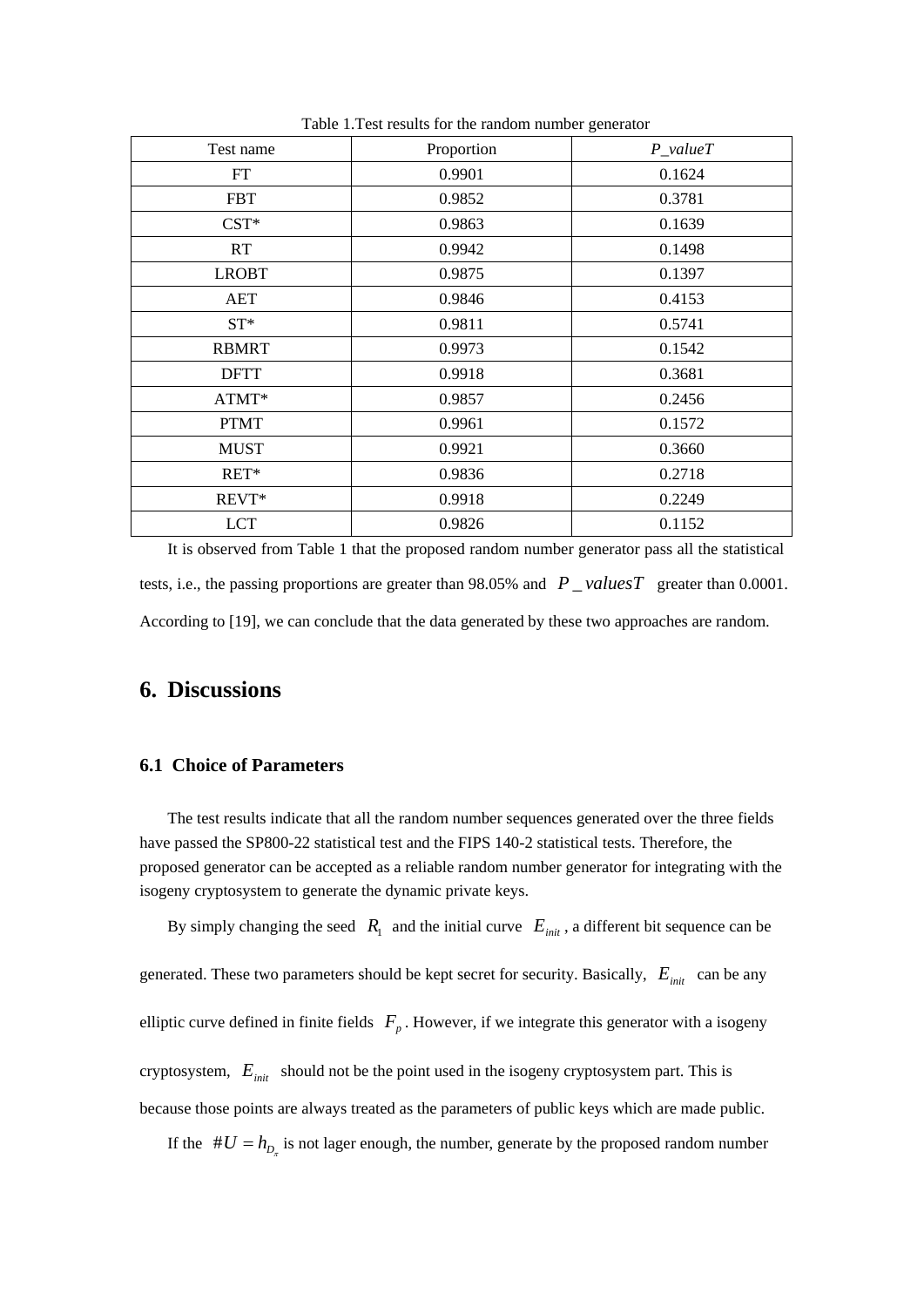Table 1.Test results for the random number generator

| Test name | Proportion | *P_valueT* |
|---|---|---|
| FT | 0.9901 | 0.1624 |
| FBT | 0.9852 | 0.3781 |
| CST* | 0.9863 | 0.1639 |
| RT | 0.9942 | 0.1498 |
| LROBT | 0.9875 | 0.1397 |
| AET | 0.9846 | 0.4153 |
| ST* | 0.9811 | 0.5741 |
| RBMRT | 0.9973 | 0.1542 |
| DFTT | 0.9918 | 0.3681 |
| ATMT* | 0.9857 | 0.2456 |
| PTMT | 0.9961 | 0.1572 |
| MUST | 0.9921 | 0.3660 |
| RET* | 0.9836 | 0.2718 |
| REVT* | 0.9918 | 0.2249 |
| LCT | 0.9826 | 0.1152 |

It is observed from Table 1 that the proposed random number generator pass all the statistical tests, i.e., the passing proportions are greater than 98.05% and $P\_valuesT$ greater than 0.0001. According to [19], we can conclude that the data generated by these two approaches are random.

## 6. Discussions

### 6.1 Choice of Parameters

The test results indicate that all the random number sequences generated over the three fields have passed the SP800-22 statistical test and the FIPS 140-2 statistical tests. Therefore, the proposed generator can be accepted as a reliable random number generator for integrating with the isogeny cryptosystem to generate the dynamic private keys.

By simply changing the seed $R_1$ and the initial curve $E_{init}$, a different bit sequence can be generated. These two parameters should be kept secret for security. Basically, $E_{init}$ can be any elliptic curve defined in finite fields $F_p$. However, if we integrate this generator with a isogeny cryptosystem, $E_{init}$ should not be the point used in the isogeny cryptosystem part. This is because those points are always treated as the parameters of public keys which are made public.

If the $\#U = h_{D_\pi}$ is not lager enough, the number, generate by the proposed random number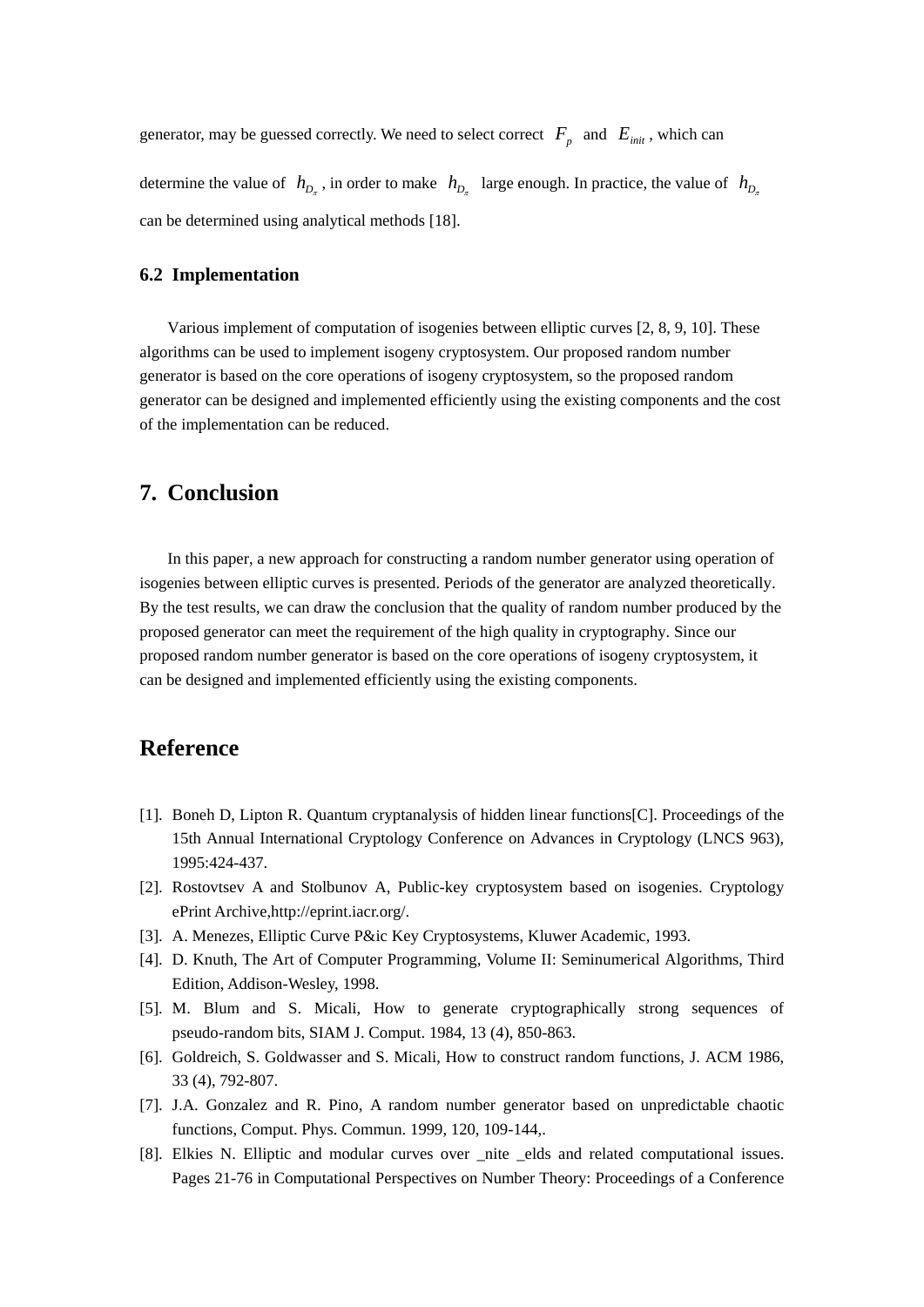generator, may be guessed correctly. We need to select correct $F_p$ and $E_{init}$, which can determine the value of $h_{D_\pi}$, in order to make $h_{D_\pi}$ large enough. In practice, the value of $h_{D_\pi}$ can be determined using analytical methods [18].

### 6.2 Implementation

Various implement of computation of isogenies between elliptic curves [2, 8, 9, 10]. These algorithms can be used to implement isogeny cryptosystem. Our proposed random number generator is based on the core operations of isogeny cryptosystem, so the proposed random generator can be designed and implemented efficiently using the existing components and the cost of the implementation can be reduced.

## 7. Conclusion

In this paper, a new approach for constructing a random number generator using operation of isogenies between elliptic curves is presented. Periods of the generator are analyzed theoretically. By the test results, we can draw the conclusion that the quality of random number produced by the proposed generator can meet the requirement of the high quality in cryptography. Since our proposed random number generator is based on the core operations of isogeny cryptosystem, it can be designed and implemented efficiently using the existing components.

## Reference

[1]. Boneh D, Lipton R. Quantum cryptanalysis of hidden linear functions[C]. Proceedings of the 15th Annual International Cryptology Conference on Advances in Cryptology (LNCS 963), 1995:424-437.

[2]. Rostovtsev A and Stolbunov A, Public-key cryptosystem based on isogenies. Cryptology ePrint Archive,http://eprint.iacr.org/.

[3]. A. Menezes, Elliptic Curve P&ic Key Cryptosystems, Kluwer Academic, 1993.

[4]. D. Knuth, The Art of Computer Programming, Volume II: Seminumerical Algorithms, Third Edition, Addison-Wesley, 1998.

[5]. M. Blum and S. Micali, How to generate cryptographically strong sequences of pseudo-random bits, SIAM J. Comput. 1984, 13 (4), 850-863.

[6]. Goldreich, S. Goldwasser and S. Micali, How to construct random functions, J. ACM 1986, 33 (4), 792-807.

[7]. J.A. Gonzalez and R. Pino, A random number generator based on unpredictable chaotic functions, Comput. Phys. Commun. 1999, 120, 109-144,.

[8]. Elkies N. Elliptic and modular curves over _nite _elds and related computational issues. Pages 21-76 in Computational Perspectives on Number Theory: Proceedings of a Conference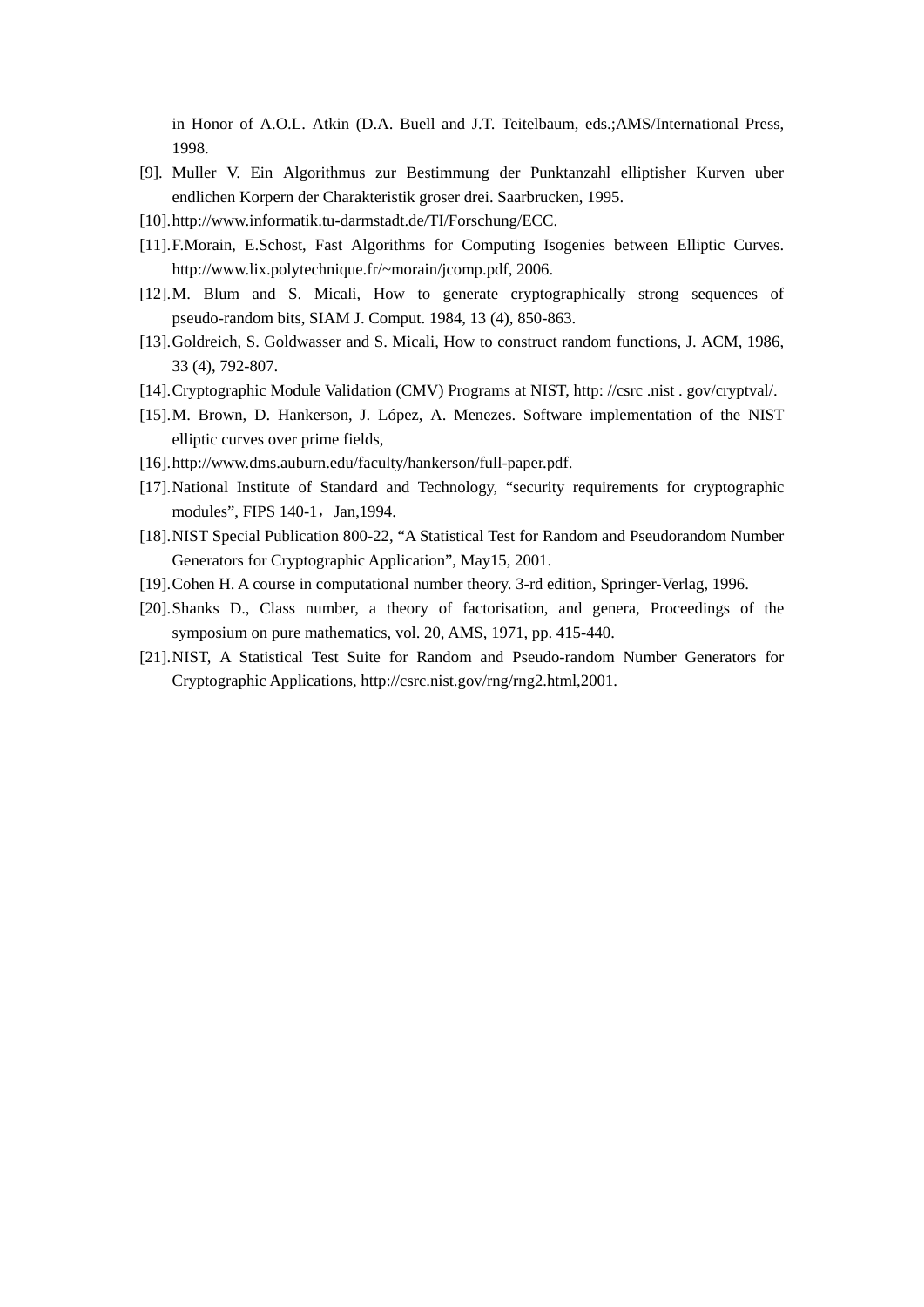in Honor of A.O.L. Atkin (D.A. Buell and J.T. Teitelbaum, eds.;AMS/International Press, 1998.

[9]. Muller V. Ein Algorithmus zur Bestimmung der Punktanzahl elliptisher Kurven uber endlichen Korpern der Charakteristik groser drei. Saarbrucken, 1995.

[10]. http://www.informatik.tu-darmstadt.de/TI/Forschung/ECC.

[11]. F.Morain, E.Schost, Fast Algorithms for Computing Isogenies between Elliptic Curves. http://www.lix.polytechnique.fr/~morain/jcomp.pdf, 2006.

[12]. M. Blum and S. Micali, How to generate cryptographically strong sequences of pseudo-random bits, SIAM J. Comput. 1984, 13 (4), 850-863.

[13]. Goldreich, S. Goldwasser and S. Micali, How to construct random functions, J. ACM, 1986, 33 (4), 792-807.

[14]. Cryptographic Module Validation (CMV) Programs at NIST, http: //csrc .nist . gov/cryptval/.

[15]. M. Brown, D. Hankerson, J. López, A. Menezes. Software implementation of the NIST elliptic curves over prime fields,

[16]. http://www.dms.auburn.edu/faculty/hankerson/full-paper.pdf.

[17]. National Institute of Standard and Technology, “security requirements for cryptographic modules”, FIPS 140-1，Jan,1994.

[18]. NIST Special Publication 800-22, “A Statistical Test for Random and Pseudorandom Number Generators for Cryptographic Application”, May15, 2001.

[19]. Cohen H. A course in computational number theory. 3-rd edition, Springer-Verlag, 1996.

[20]. Shanks D., Class number, a theory of factorisation, and genera, Proceedings of the symposium on pure mathematics, vol. 20, AMS, 1971, pp. 415-440.

[21]. NIST, A Statistical Test Suite for Random and Pseudo-random Number Generators for Cryptographic Applications, http://csrc.nist.gov/rng/rng2.html,2001.